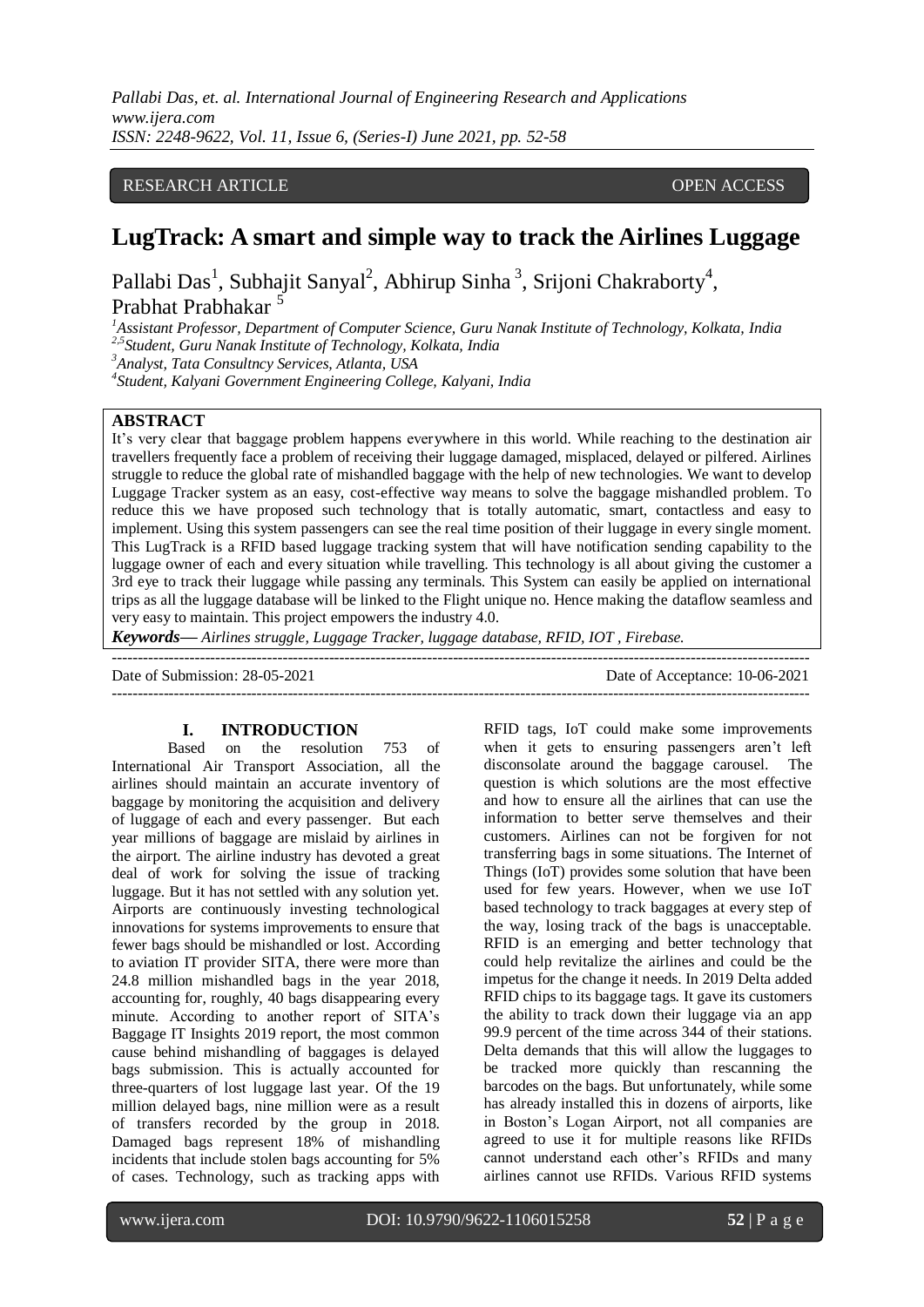RESEARCH ARTICLE OPEN ACCESS

# LugTrack: A smart and simple way to track the Airlines Luggage

Pallabi Das[1], Subhajit Sanyal[2], Abhirup Sinha [3], Srijoni Chakraborty[4], Prabhat Prabhakar [5]

[1]*Assistant Professor, Department of Computer Science, Guru Nanak Institute of Technology, Kolkata, India*
[2,5]*Student, Guru Nanak Institute of Technology, Kolkata, India*
[3]*Analyst, Tata Consultncy Services, Atlanta, USA*
[4]*Student, Kalyani Government Engineering College, Kalyani, India*

## ABSTRACT

It's very clear that baggage problem happens everywhere in this world. While reaching to the destination air travellers frequently face a problem of receiving their luggage damaged, misplaced, delayed or pilfered. Airlines struggle to reduce the global rate of mishandled baggage with the help of new technologies. We want to develop Luggage Tracker system as an easy, cost-effective way means to solve the baggage mishandled problem. To reduce this we have proposed such technology that is totally automatic, smart, contactless and easy to implement. Using this system passengers can see the real time position of their luggage in every single moment. This LugTrack is a RFID based luggage tracking system that will have notification sending capability to the luggage owner of each and every situation while travelling. This technology is all about giving the customer a 3rd eye to track their luggage while passing any terminals. This System can easily be applied on international trips as all the luggage database will be linked to the Flight unique no. Hence making the dataflow seamless and very easy to maintain. This project empowers the industry 4.0.

***Keywords*—** *Airlines struggle, Luggage Tracker, luggage database, RFID, IOT , Firebase.*

---

Date of Submission: 28-05-2021 Date of Acceptance: 10-06-2021

---

## I. INTRODUCTION

Based on the resolution 753 of International Air Transport Association, all the airlines should maintain an accurate inventory of baggage by monitoring the acquisition and delivery of luggage of each and every passenger. But each year millions of baggage are mislaid by airlines in the airport. The airline industry has devoted a great deal of work for solving the issue of tracking luggage. But it has not settled with any solution yet. Airports are continuously investing technological innovations for systems improvements to ensure that fewer bags should be mishandled or lost. According to aviation IT provider SITA, there were more than 24.8 million mishandled bags in the year 2018, accounting for, roughly, 40 bags disappearing every minute. According to another report of SITA's Baggage IT Insights 2019 report, the most common cause behind mishandling of baggages is delayed bags submission. This is actually accounted for three-quarters of lost luggage last year. Of the 19 million delayed bags, nine million were as a result of transfers recorded by the group in 2018. Damaged bags represent 18% of mishandling incidents that include stolen bags accounting for 5% of cases. Technology, such as tracking apps with RFID tags, IoT could make some improvements when it gets to ensuring passengers aren't left disconsolate around the baggage carousel. The question is which solutions are the most effective and how to ensure all the airlines that can use the information to better serve themselves and their customers. Airlines can not be forgiven for not transferring bags in some situations. The Internet of Things (IoT) provides some solution that have been used for few years. However, when we use IoT based technology to track baggages at every step of the way, losing track of the bags is unacceptable. RFID is an emerging and better technology that could help revitalize the airlines and could be the impetus for the change it needs. In 2019 Delta added RFID chips to its baggage tags. It gave its customers the ability to track down their luggage via an app 99.9 percent of the time across 344 of their stations. Delta demands that this will allow the luggages to be tracked more quickly than rescanning the barcodes on the bags. But unfortunately, while some has already installed this in dozens of airports, like in Boston's Logan Airport, not all companies are agreed to use it for multiple reasons like RFIDs cannot understand each other's RFIDs and many airlines cannot use RFIDs. Various RFID systems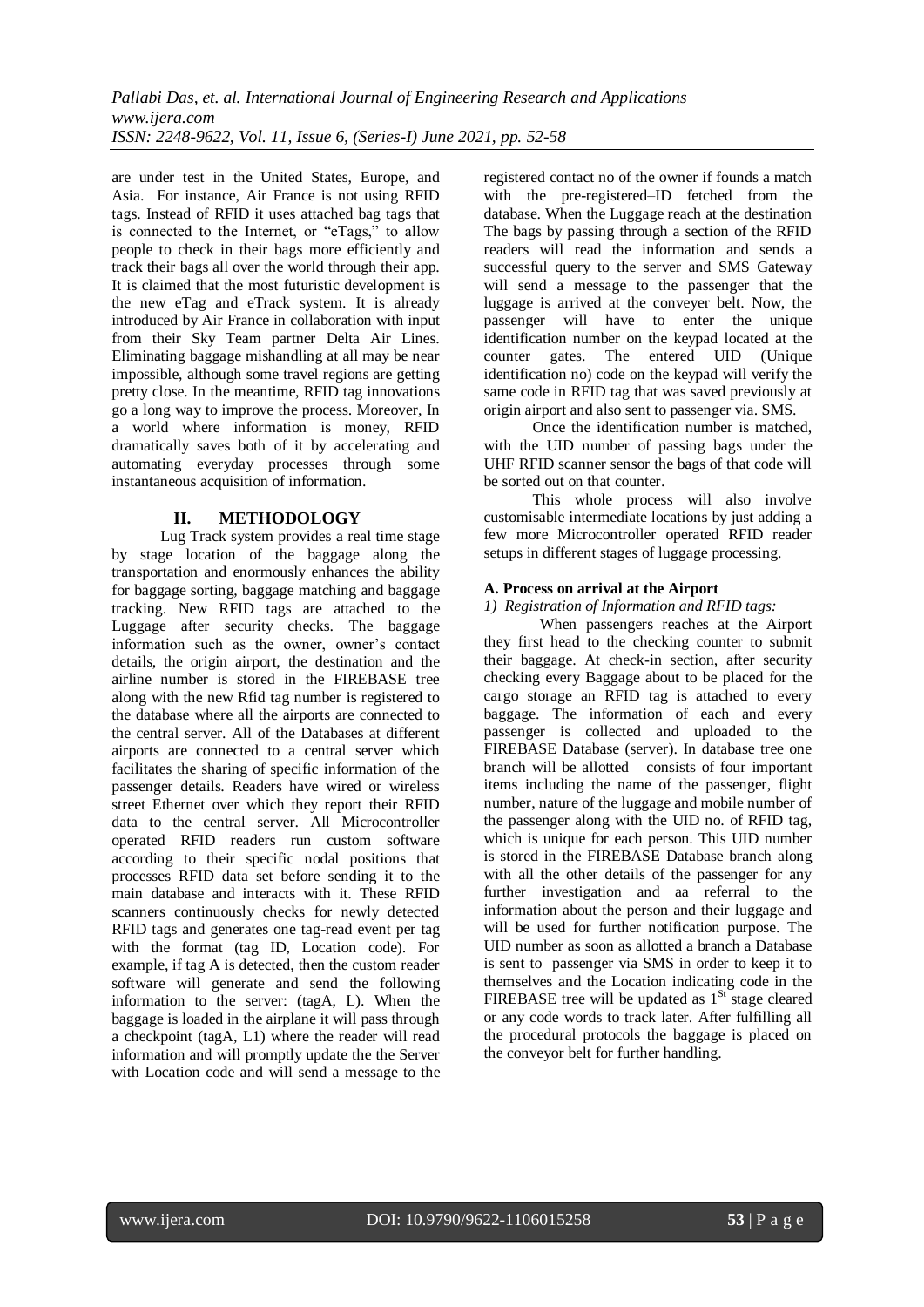are under test in the United States, Europe, and Asia. For instance, Air France is not using RFID tags. Instead of RFID it uses attached bag tags that is connected to the Internet, or "eTags," to allow people to check in their bags more efficiently and track their bags all over the world through their app. It is claimed that the most futuristic development is the new eTag and eTrack system. It is already introduced by Air France in collaboration with input from their Sky Team partner Delta Air Lines. Eliminating baggage mishandling at all may be near impossible, although some travel regions are getting pretty close. In the meantime, RFID tag innovations go a long way to improve the process. Moreover, In a world where information is money, RFID dramatically saves both of it by accelerating and automating everyday processes through some instantaneous acquisition of information.

## II. METHODOLOGY

Lug Track system provides a real time stage by stage location of the baggage along the transportation and enormously enhances the ability for baggage sorting, baggage matching and baggage tracking. New RFID tags are attached to the Luggage after security checks. The baggage information such as the owner, owner's contact details, the origin airport, the destination and the airline number is stored in the FIREBASE tree along with the new Rfid tag number is registered to the database where all the airports are connected to the central server. All of the Databases at different airports are connected to a central server which facilitates the sharing of specific information of the passenger details. Readers have wired or wireless street Ethernet over which they report their RFID data to the central server. All Microcontroller operated RFID readers run custom software according to their specific nodal positions that processes RFID data set before sending it to the main database and interacts with it. These RFID scanners continuously checks for newly detected RFID tags and generates one tag-read event per tag with the format (tag ID, Location code). For example, if tag A is detected, then the custom reader software will generate and send the following information to the server: (tagA, L). When the baggage is loaded in the airplane it will pass through a checkpoint (tagA, L1) where the reader will read information and will promptly update the the Server with Location code and will send a message to the registered contact no of the owner if founds a match with the pre-registered–ID fetched from the database. When the Luggage reach at the destination The bags by passing through a section of the RFID readers will read the information and sends a successful query to the server and SMS Gateway will send a message to the passenger that the luggage is arrived at the conveyer belt. Now, the passenger will have to enter the unique identification number on the keypad located at the counter gates. The entered UID (Unique identification no) code on the keypad will verify the same code in RFID tag that was saved previously at origin airport and also sent to passenger via. SMS.

Once the identification number is matched, with the UID number of passing bags under the UHF RFID scanner sensor the bags of that code will be sorted out on that counter.

This whole process will also involve customisable intermediate locations by just adding a few more Microcontroller operated RFID reader setups in different stages of luggage processing.

### A. Process on arrival at the Airport

*1) Registration of Information and RFID tags:*

When passengers reaches at the Airport they first head to the checking counter to submit their baggage. At check-in section, after security checking every Baggage about to be placed for the cargo storage an RFID tag is attached to every baggage. The information of each and every passenger is collected and uploaded to the FIREBASE Database (server). In database tree one branch will be allotted consists of four important items including the name of the passenger, flight number, nature of the luggage and mobile number of the passenger along with the UID no. of RFID tag, which is unique for each person. This UID number is stored in the FIREBASE Database branch along with all the other details of the passenger for any further investigation and aa referral to the information about the person and their luggage and will be used for further notification purpose. The UID number as soon as allotted a branch a Database is sent to passenger via SMS in order to keep it to themselves and the Location indicating code in the FIREBASE tree will be updated as 1[St] stage cleared or any code words to track later. After fulfilling all the procedural protocols the baggage is placed on the conveyor belt for further handling.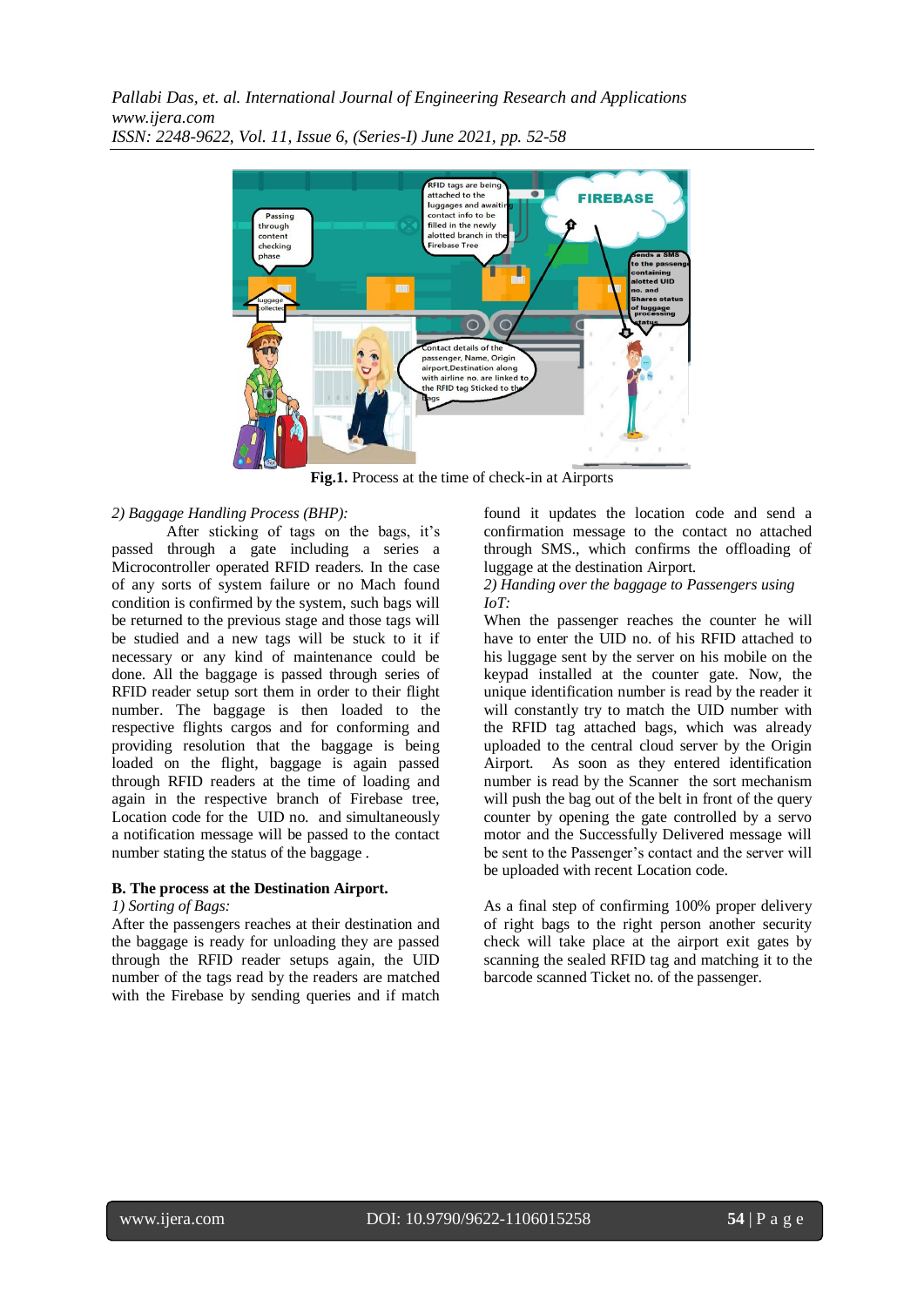**Fig.1.** Process at the time of check-in at Airports

*2) Baggage Handling Process (BHP):*

After sticking of tags on the bags, it's passed through a gate including a series a Microcontroller operated RFID readers. In the case of any sorts of system failure or no Mach found condition is confirmed by the system, such bags will be returned to the previous stage and those tags will be studied and a new tags will be stuck to it if necessary or any kind of maintenance could be done. All the baggage is passed through series of RFID reader setup sort them in order to their flight number. The baggage is then loaded to the respective flights cargos and for conforming and providing resolution that the baggage is being loaded on the flight, baggage is again passed through RFID readers at the time of loading and again in the respective branch of Firebase tree, Location code for the UID no. and simultaneously a notification message will be passed to the contact number stating the status of the baggage .

**B. The process at the Destination Airport.**

*1) Sorting of Bags:*

After the passengers reaches at their destination and the baggage is ready for unloading they are passed through the RFID reader setups again, the UID number of the tags read by the readers are matched with the Firebase by sending queries and if match found it updates the location code and send a confirmation message to the contact no attached through SMS., which confirms the offloading of luggage at the destination Airport.

*2) Handing over the baggage to Passengers using IoT:*

When the passenger reaches the counter he will have to enter the UID no. of his RFID attached to his luggage sent by the server on his mobile on the keypad installed at the counter gate. Now, the unique identification number is read by the reader it will constantly try to match the UID number with the RFID tag attached bags, which was already uploaded to the central cloud server by the Origin Airport. As soon as they entered identification number is read by the Scanner the sort mechanism will push the bag out of the belt in front of the query counter by opening the gate controlled by a servo motor and the Successfully Delivered message will be sent to the Passenger's contact and the server will be uploaded with recent Location code.

As a final step of confirming 100% proper delivery of right bags to the right person another security check will take place at the airport exit gates by scanning the sealed RFID tag and matching it to the barcode scanned Ticket no. of the passenger.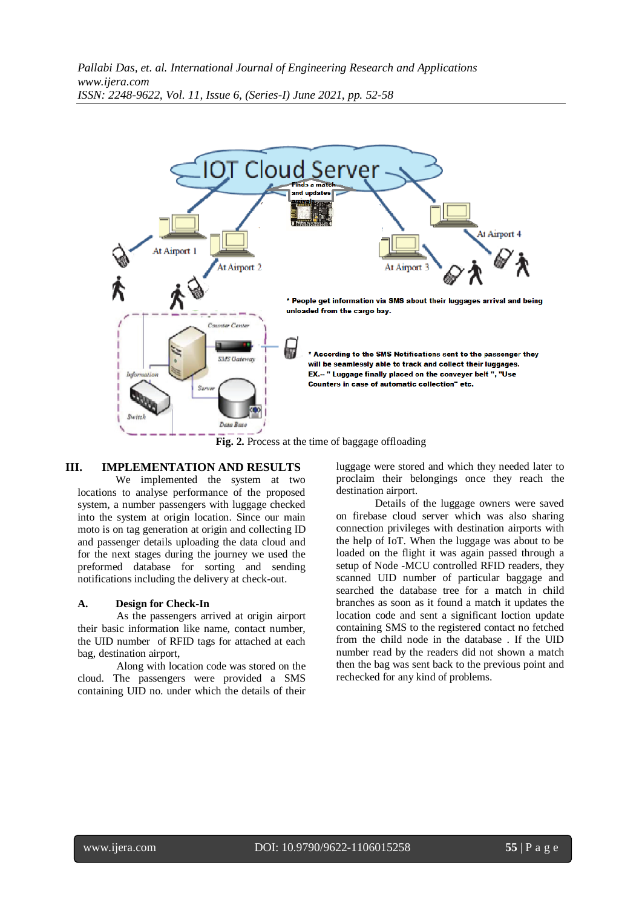**Fig. 2.** Process at the time of baggage offloading

## III. IMPLEMENTATION AND RESULTS

We implemented the system at two locations to analyse performance of the proposed system, a number passengers with luggage checked into the system at origin location. Since our main moto is on tag generation at origin and collecting ID and passenger details uploading the data cloud and for the next stages during the journey we used the preformed database for sorting and sending notifications including the delivery at check-out.

### A. Design for Check-In

As the passengers arrived at origin airport their basic information like name, contact number, the UID number of RFID tags for attached at each bag, destination airport,

Along with location code was stored on the cloud. The passengers were provided a SMS containing UID no. under which the details of their luggage were stored and which they needed later to proclaim their belongings once they reach the destination airport.

Details of the luggage owners were saved on firebase cloud server which was also sharing connection privileges with destination airports with the help of IoT. When the luggage was about to be loaded on the flight it was again passed through a setup of Node -MCU controlled RFID readers, they scanned UID number of particular baggage and searched the database tree for a match in child branches as soon as it found a match it updates the location code and sent a significant loction update containing SMS to the registered contact no fetched from the child node in the database . If the UID number read by the readers did not shown a match then the bag was sent back to the previous point and rechecked for any kind of problems.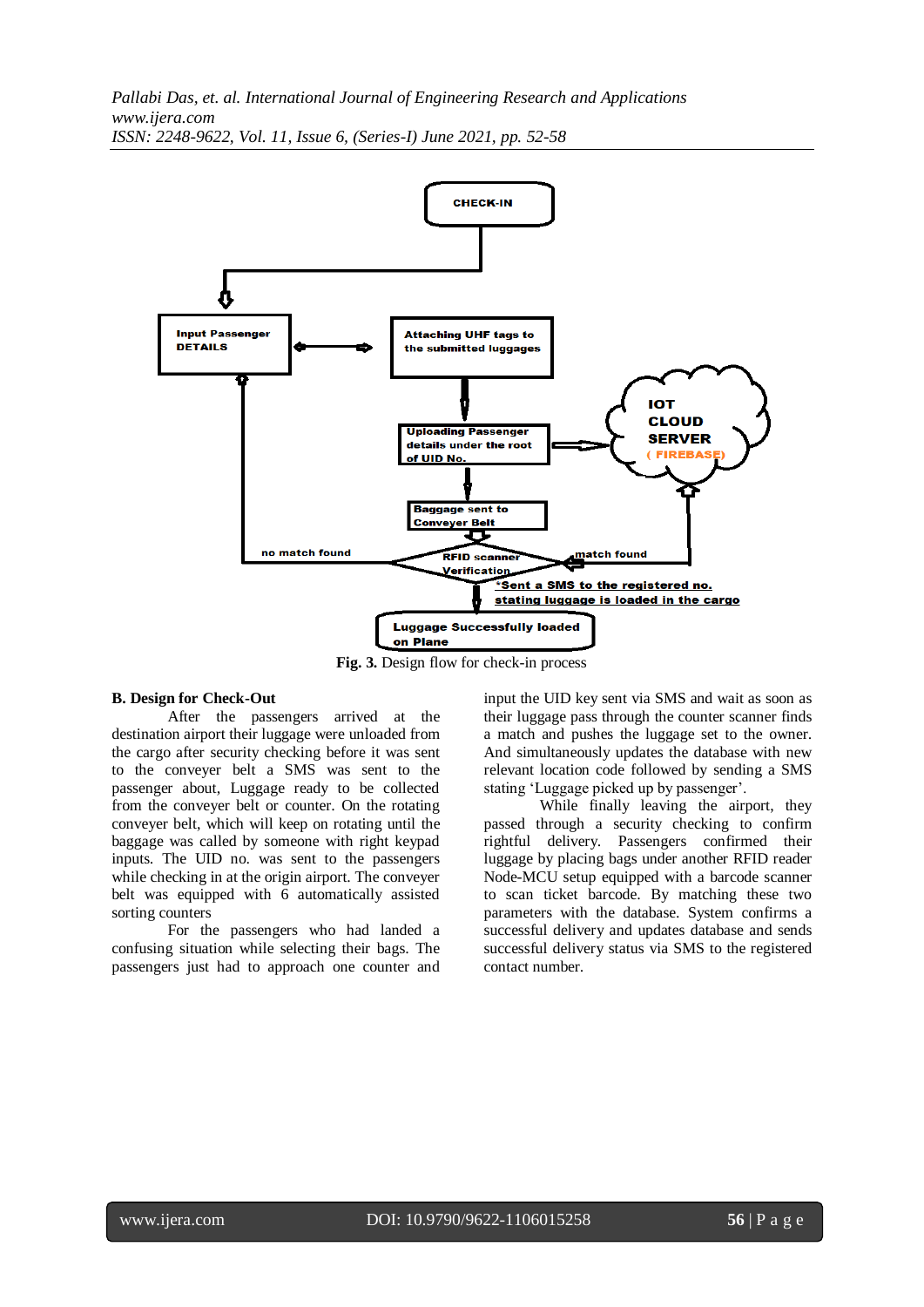Fig. 3. Design flow for check-in process

### B. Design for Check-Out

After the passengers arrived at the destination airport their luggage were unloaded from the cargo after security checking before it was sent to the conveyer belt a SMS was sent to the passenger about, Luggage ready to be collected from the conveyer belt or counter. On the rotating conveyer belt, which will keep on rotating until the baggage was called by someone with right keypad inputs. The UID no. was sent to the passengers while checking in at the origin airport. The conveyer belt was equipped with 6 automatically assisted sorting counters

For the passengers who had landed a confusing situation while selecting their bags. The passengers just had to approach one counter and input the UID key sent via SMS and wait as soon as their luggage pass through the counter scanner finds a match and pushes the luggage set to the owner. And simultaneously updates the database with new relevant location code followed by sending a SMS stating 'Luggage picked up by passenger'.

While finally leaving the airport, they passed through a security checking to confirm rightful delivery. Passengers confirmed their luggage by placing bags under another RFID reader Node-MCU setup equipped with a barcode scanner to scan ticket barcode. By matching these two parameters with the database. System confirms a successful delivery and updates database and sends successful delivery status via SMS to the registered contact number.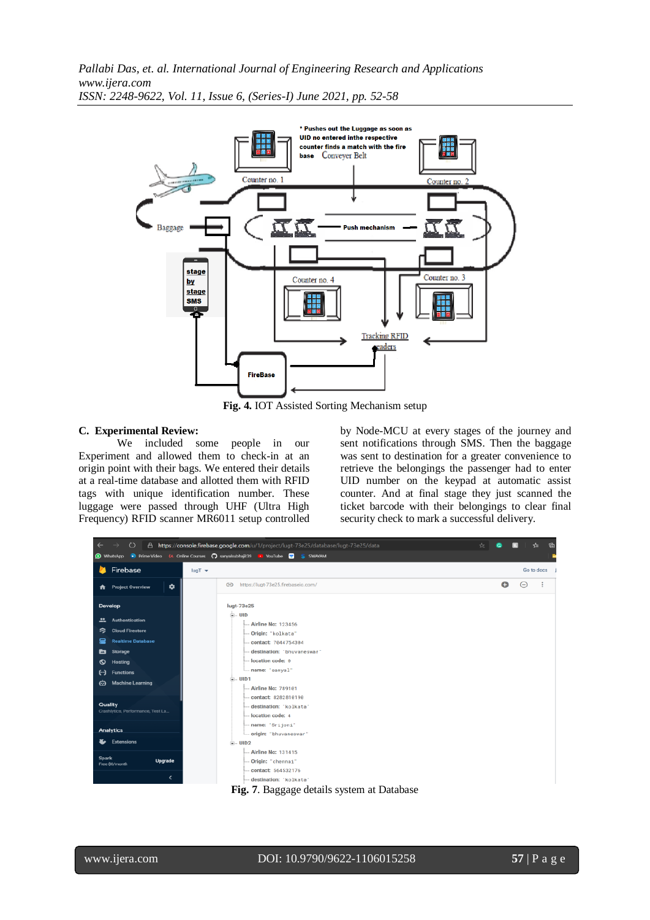**Fig. 4.** IOT Assisted Sorting Mechanism setup

### C. Experimental Review:

We included some people in our Experiment and allowed them to check-in at an origin point with their bags. We entered their details at a real-time database and allotted them with RFID tags with unique identification number. These luggage were passed through UHF (Ultra High Frequency) RFID scanner MR6011 setup controlled by Node-MCU at every stages of the journey and sent notifications through SMS. Then the baggage was sent to destination for a greater convenience to retrieve the belongings the passenger had to enter UID number on the keypad at automatic assist counter. And at final stage they just scanned the ticket barcode with their belongings to clear final security check to mark a successful delivery.

**Fig. 7**. Baggage details system at Database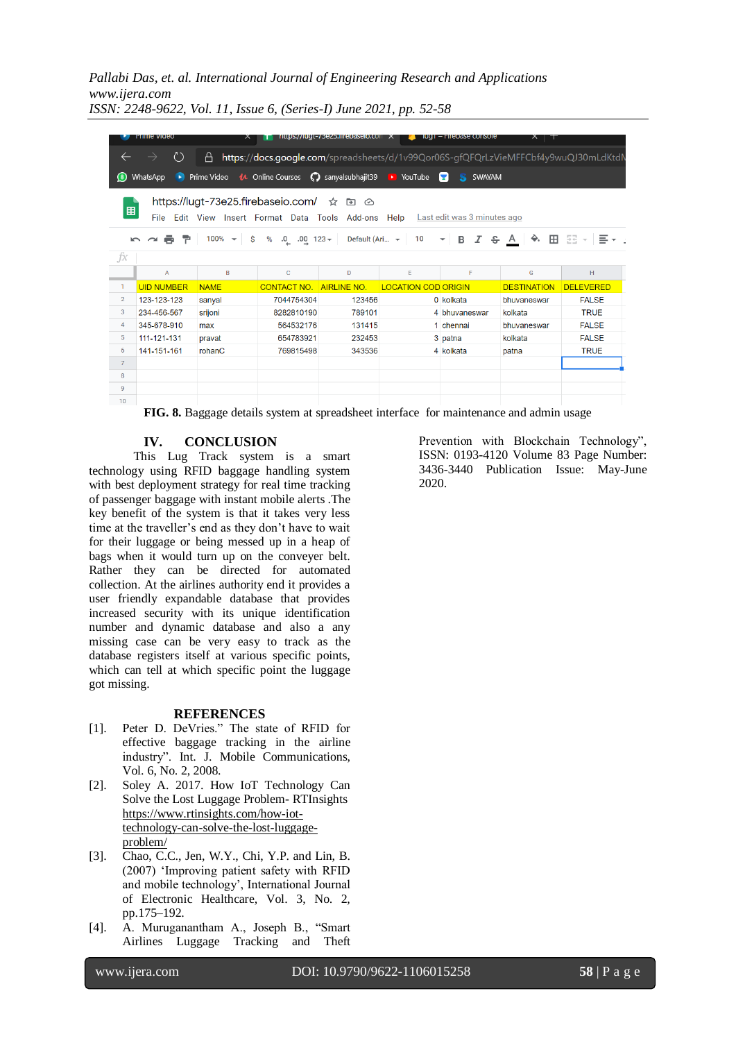FIG. 8. Baggage details system at spreadsheet interface for maintenance and admin usage

## IV. CONCLUSION

This Lug Track system is a smart technology using RFID baggage handling system with best deployment strategy for real time tracking of passenger baggage with instant mobile alerts .The key benefit of the system is that it takes very less time at the traveller's end as they don't have to wait for their luggage or being messed up in a heap of bags when it would turn up on the conveyer belt. Rather they can be directed for automated collection. At the airlines authority end it provides a user friendly expandable database that provides increased security with its unique identification number and dynamic database and also a any missing case can be very easy to track as the database registers itself at various specific points, which can tell at which specific point the luggage got missing.

## REFERENCES

[1]. Peter D. DeVries." The state of RFID for effective baggage tracking in the airline industry". Int. J. Mobile Communications, Vol. 6, No. 2, 2008.

[2]. Soley A. 2017. How IoT Technology Can Solve the Lost Luggage Problem- RTInsights https://www.rtinsights.com/how-iot-technology-can-solve-the-lost-luggage-problem/

[3]. Chao, C.C., Jen, W.Y., Chi, Y.P. and Lin, B. (2007) 'Improving patient safety with RFID and mobile technology', International Journal of Electronic Healthcare, Vol. 3, No. 2, pp.175–192.

[4]. A. Muruganantham A., Joseph B., "Smart Airlines Luggage Tracking and Theft Prevention with Blockchain Technology", ISSN: 0193-4120 Volume 83 Page Number: 3436-3440 Publication Issue: May-June 2020.